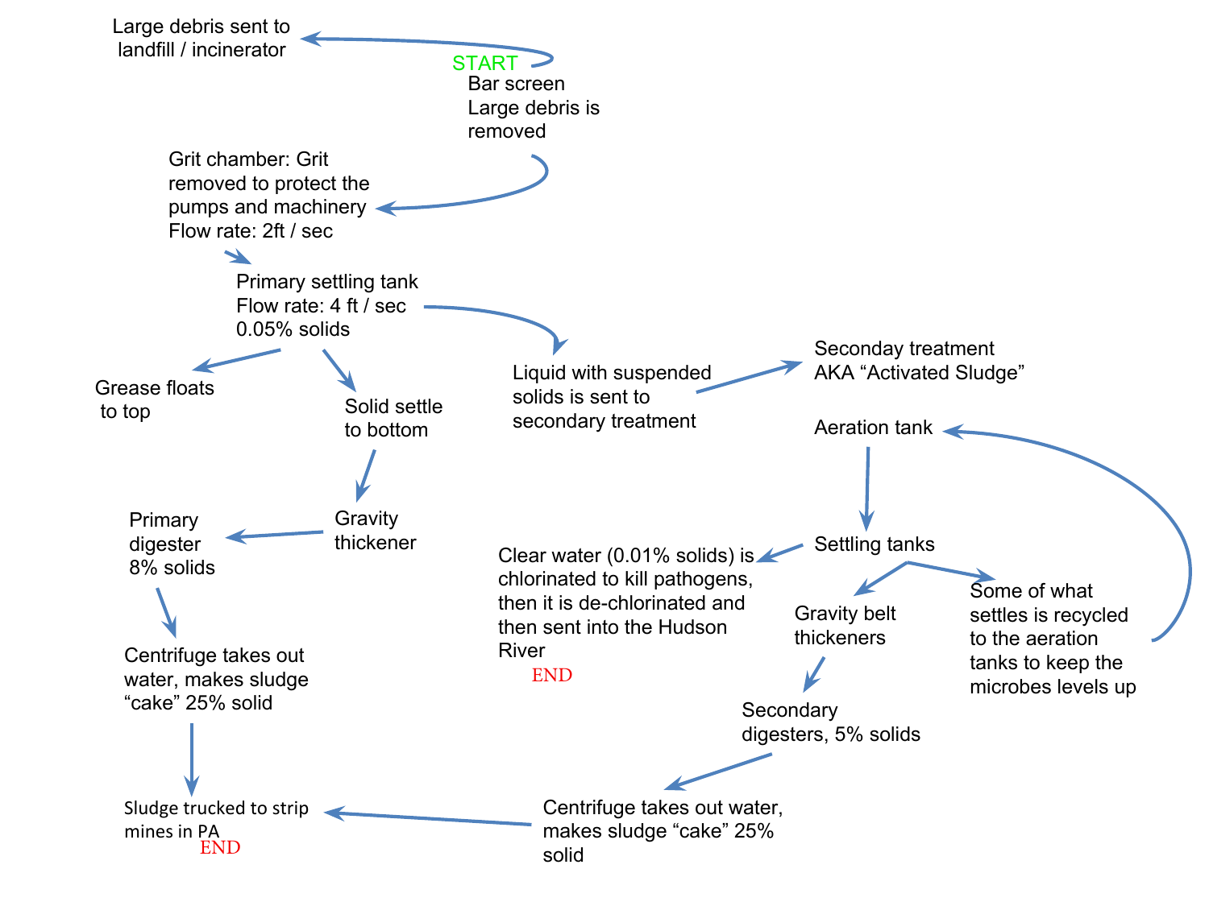START

Bar screen
Large debris is removed

Large debris sent to landfill / incinerator

Grit chamber: Grit removed to protect the pumps and machinery
Flow rate: 2ft / sec

Primary settling tank
Flow rate: 4 ft / sec
0.05% solids

Grease floats to top

Solid settle to bottom

Gravity thickener

Primary digester
8% solids

Centrifuge takes out water, makes sludge "cake" 25% solid

Sludge trucked to strip mines in PA
END

Liquid with suspended solids is sent to secondary treatment

Seconday treatment
AKA "Activated Sludge"

Aeration tank

Settling tanks

Clear water (0.01% solids) is chlorinated to kill pathogens, then it is de-chlorinated and then sent into the Hudson River
END

Some of what settles is recycled to the aeration tanks to keep the microbes levels up

Gravity belt thickeners

Secondary digesters, 5% solids

Centrifuge takes out water, makes sludge "cake" 25% solid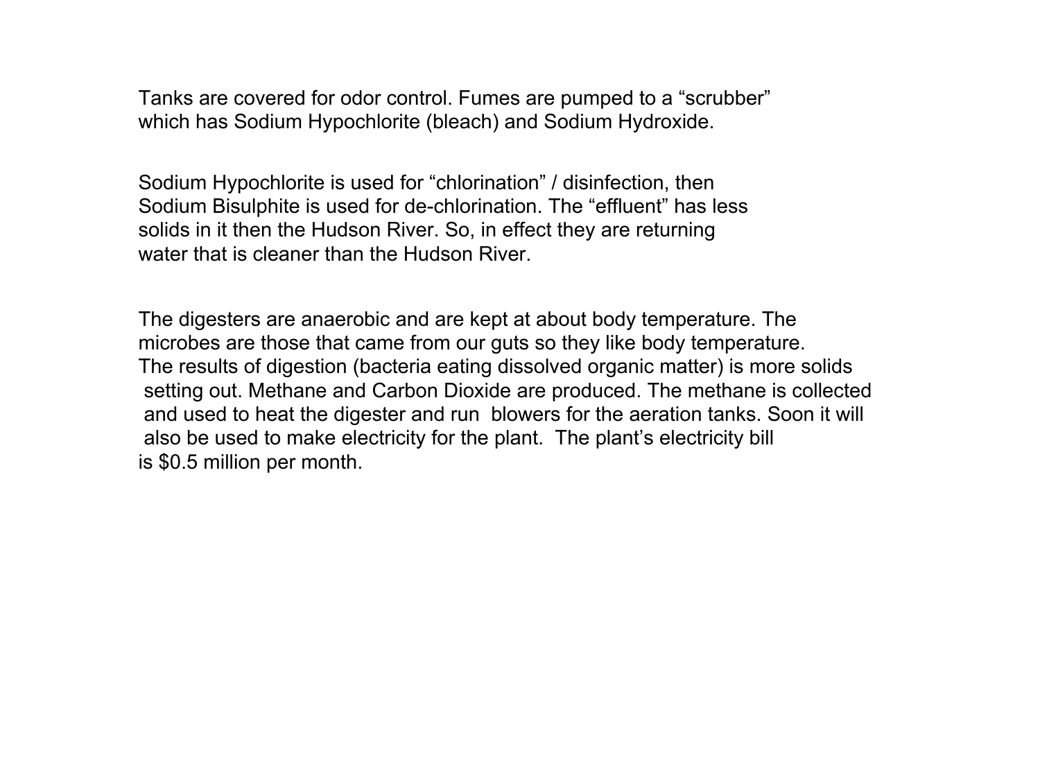Tanks are covered for odor control. Fumes are pumped to a "scrubber" which has Sodium Hypochlorite (bleach) and Sodium Hydroxide.

Sodium Hypochlorite is used for "chlorination" / disinfection, then Sodium Bisulphite is used for de-chlorination. The "effluent" has less solids in it then the Hudson River. So, in effect they are returning water that is cleaner than the Hudson River.

The digesters are anaerobic and are kept at about body temperature. The microbes are those that came from our guts so they like body temperature. The results of digestion (bacteria eating dissolved organic matter) is more solids setting out. Methane and Carbon Dioxide are produced. The methane is collected and used to heat the digester and run blowers for the aeration tanks. Soon it will also be used to make electricity for the plant. The plant's electricity bill is $0.5 million per month.